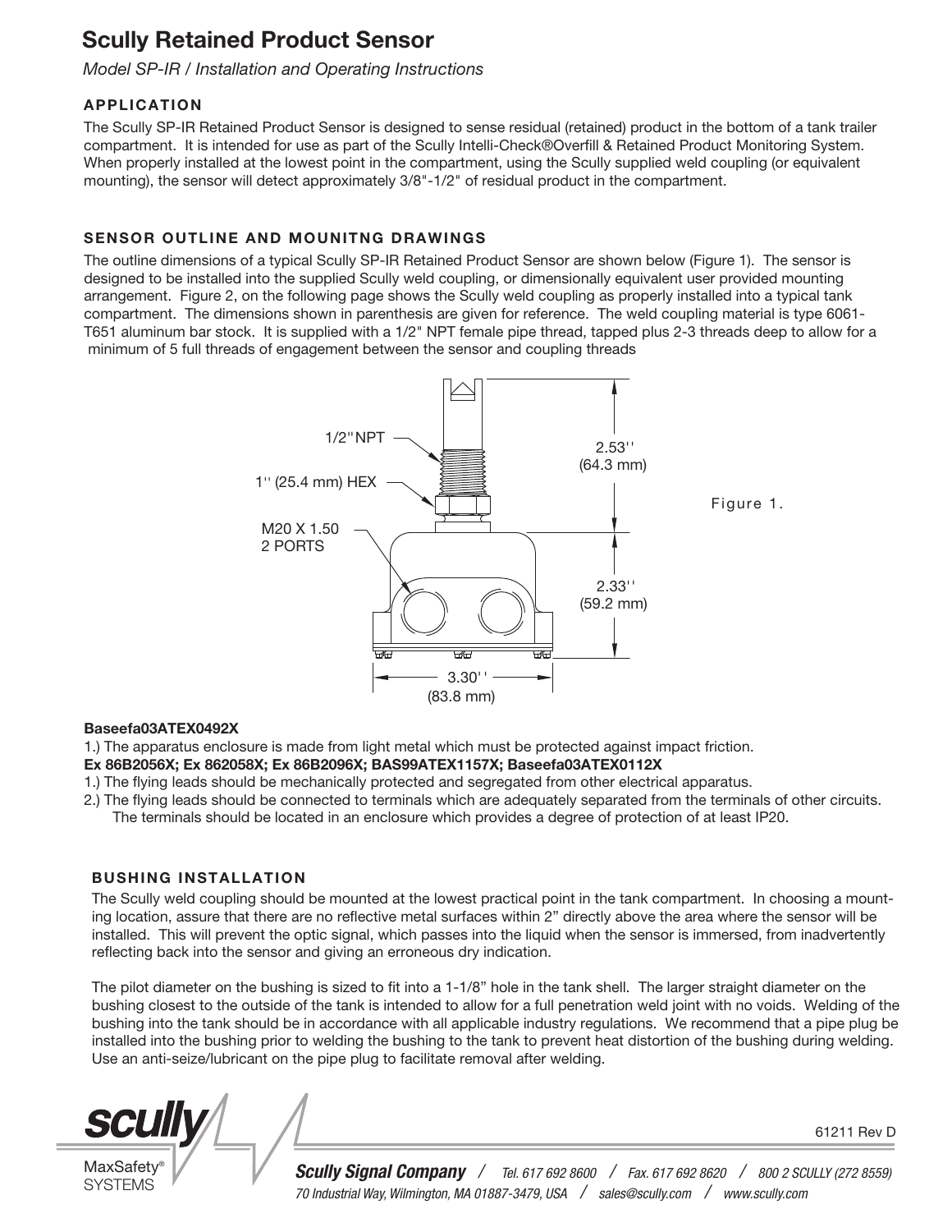# Scully Retained Product Sensor

*Model SP-IR / Installation and Operating Instructions*

## APPLICATION

The Scully SP-IR Retained Product Sensor is designed to sense residual (retained) product in the bottom of a tank trailer compartment. It is intended for use as part of the Scully Intelli-Check®Overfill & Retained Product Monitoring System. When properly installed at the lowest point in the compartment, using the Scully supplied weld coupling (or equivalent mounting), the sensor will detect approximately 3/8"-1/2" of residual product in the compartment.

## SENSOR OUTLINE AND MOUNITNG DRAWINGS

The outline dimensions of a typical Scully SP-IR Retained Product Sensor are shown below (Figure 1). The sensor is designed to be installed into the supplied Scully weld coupling, or dimensionally equivalent user provided mounting arrangement. Figure 2, on the following page shows the Scully weld coupling as properly installed into a typical tank compartment. The dimensions shown in parenthesis are given for reference. The weld coupling material is type 6061-T651 aluminum bar stock. It is supplied with a 1/2" NPT female pipe thread, tapped plus 2-3 threads deep to allow for a minimum of 5 full threads of engagement between the sensor and coupling threads

1/2'' NPT

1'' (25.4 mm) HEX

M20 X 1.50
2 PORTS

2.53''
(64.3 mm)

2.33''
(59.2 mm)

3.30''
(83.8 mm)

Figure 1.

**Baseefa03ATEX0492X**

1.) The apparatus enclosure is made from light metal which must be protected against impact friction.

**Ex 86B2056X; Ex 862058X; Ex 86B2096X; BAS99ATEX1157X; Baseefa03ATEX0112X**

1.) The flying leads should be mechanically protected and segregated from other electrical apparatus.

2.) The flying leads should be connected to terminals which are adequately separated from the terminals of other circuits. The terminals should be located in an enclosure which provides a degree of protection of at least IP20.

## BUSHING INSTALLATION

The Scully weld coupling should be mounted at the lowest practical point in the tank compartment. In choosing a mounting location, assure that there are no reflective metal surfaces within 2" directly above the area where the sensor will be installed. This will prevent the optic signal, which passes into the liquid when the sensor is immersed, from inadvertently reflecting back into the sensor and giving an erroneous dry indication.

The pilot diameter on the bushing is sized to fit into a 1-1/8" hole in the tank shell. The larger straight diameter on the bushing closest to the outside of the tank is intended to allow for a full penetration weld joint with no voids. Welding of the bushing into the tank should be in accordance with all applicable industry regulations. We recommend that a pipe plug be installed into the bushing prior to welding the bushing to the tank to prevent heat distortion of the bushing during welding. Use an anti-seize/lubricant on the pipe plug to facilitate removal after welding.

61211 Rev D

**Scully Signal Company** / Tel. 617 692 8600 / Fax. 617 692 8620 / 800 2 SCULLY (272 8559)
70 Industrial Way, Wilmington, MA 01887-3479, USA / sales@scully.com / www.scully.com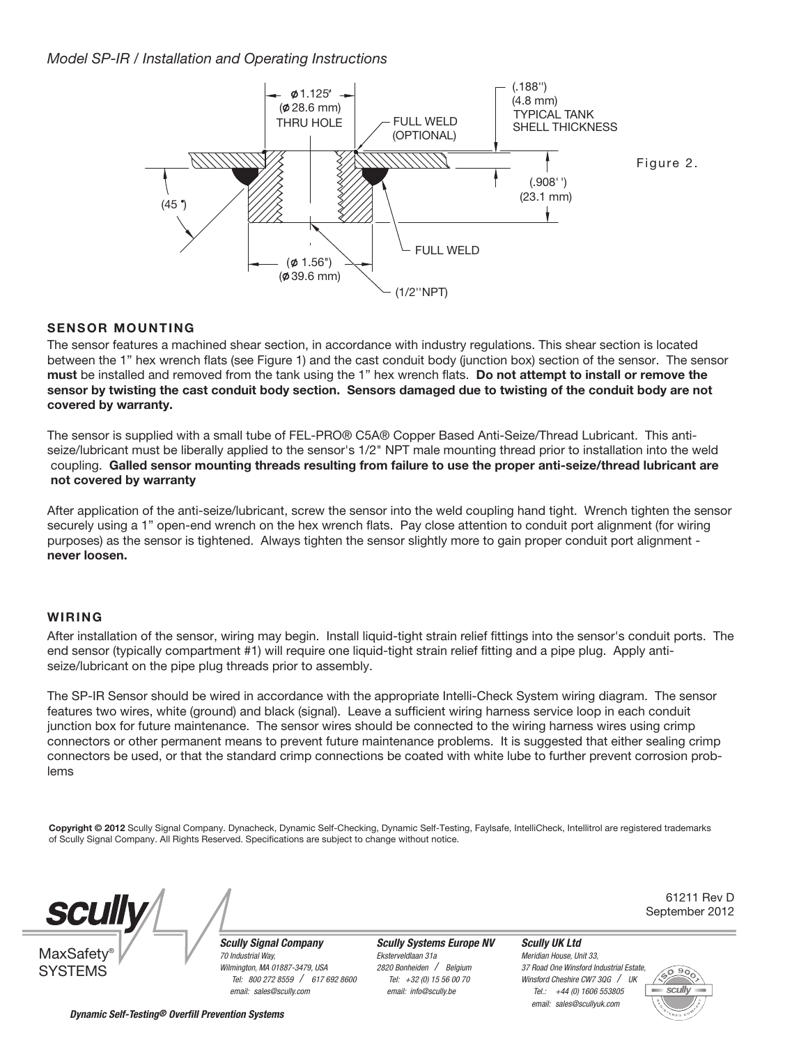Figure 2.

ø1.125"
(ø28.6 mm)
THRU HOLE

FULL WELD
(OPTIONAL)

(.188")
(4.8 mm)
TYPICAL TANK
SHELL THICKNESS

(.908' ')
(23.1 mm)

(45 °)

FULL WELD

(ø 1.56")
(ø39.6 mm)

(1/2''NPT)

## SENSOR MOUNTING

The sensor features a machined shear section, in accordance with industry regulations. This shear section is located between the 1" hex wrench flats (see Figure 1) and the cast conduit body (junction box) section of the sensor. The sensor **must** be installed and removed from the tank using the 1" hex wrench flats. **Do not attempt to install or remove the sensor by twisting the cast conduit body section. Sensors damaged due to twisting of the conduit body are not covered by warranty.**

The sensor is supplied with a small tube of FEL-PRO® C5A® Copper Based Anti-Seize/Thread Lubricant. This anti-seize/lubricant must be liberally applied to the sensor's 1/2" NPT male mounting thread prior to installation into the weld coupling. **Galled sensor mounting threads resulting from failure to use the proper anti-seize/thread lubricant are not covered by warranty**

After application of the anti-seize/lubricant, screw the sensor into the weld coupling hand tight. Wrench tighten the sensor securely using a 1" open-end wrench on the hex wrench flats. Pay close attention to conduit port alignment (for wiring purposes) as the sensor is tightened. Always tighten the sensor slightly more to gain proper conduit port alignment - **never loosen.**

## WIRING

After installation of the sensor, wiring may begin. Install liquid-tight strain relief fittings into the sensor's conduit ports. The end sensor (typically compartment #1) will require one liquid-tight strain relief fitting and a pipe plug. Apply anti-seize/lubricant on the pipe plug threads prior to assembly.

The SP-IR Sensor should be wired in accordance with the appropriate Intelli-Check System wiring diagram. The sensor features two wires, white (ground) and black (signal). Leave a sufficient wiring harness service loop in each conduit junction box for future maintenance. The sensor wires should be connected to the wiring harness wires using crimp connectors or other permanent means to prevent future maintenance problems. It is suggested that either sealing crimp connectors be used, or that the standard crimp connections be coated with white lube to further prevent corrosion problems

**Copyright © 2012** Scully Signal Company. Dynacheck, Dynamic Self-Checking, Dynamic Self-Testing, Faylsafe, IntelliCheck, Intellitrol are registered trademarks of Scully Signal Company. All Rights Reserved. Specifications are subject to change without notice.

61211 Rev D
September 2012

scully
MaxSafety® SYSTEMS

***Scully Signal Company***
*70 Industrial Way,*
*Wilmington, MA 01887-3479, USA*
*Tel: 800 272 8559 / 617 692 8600*
*email: sales@scully.com*

***Scully Systems Europe NV***
*Eksterveldlaan 31a*
*2820 Bonheiden / Belgium*
*Tel: +32 (0) 15 56 00 70*
*email: info@scully.be*

***Scully UK Ltd***
*Meridian House, Unit 33,*
*37 Road One Winsford Industrial Estate,*
*Winsford Cheshire CW7 3QG / UK*
*Tel.: +44 (0) 1606 553805*
*email: sales@scullyuk.com*

***Dynamic Self-Testing® Overfill Prevention Systems***